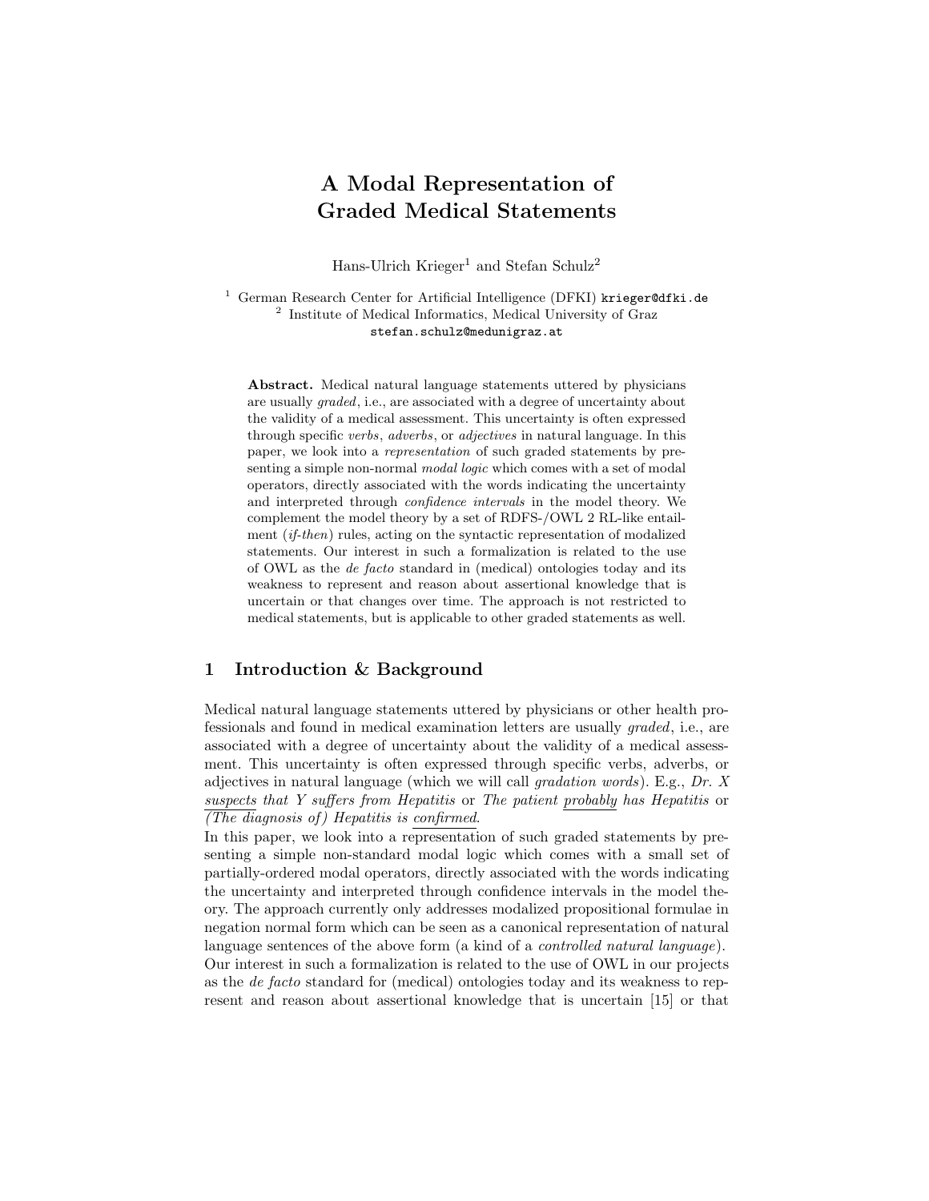# A Modal Representation of Graded Medical Statements

Hans-Ulrich Krieger[1] and Stefan Schulz[2]

[1] German Research Center for Artificial Intelligence (DFKI) krieger@dfki.de
[2] Institute of Medical Informatics, Medical University of Graz
stefan.schulz@medunigraz.at

**Abstract.** Medical natural language statements uttered by physicians are usually *graded*, i.e., are associated with a degree of uncertainty about the validity of a medical assessment. This uncertainty is often expressed through specific *verbs*, *adverbs*, or *adjectives* in natural language. In this paper, we look into a *representation* of such graded statements by presenting a simple non-normal *modal logic* which comes with a set of modal operators, directly associated with the words indicating the uncertainty and interpreted through *confidence intervals* in the model theory. We complement the model theory by a set of RDFS-/OWL 2 RL-like entailment (*if-then*) rules, acting on the syntactic representation of modalized statements. Our interest in such a formalization is related to the use of OWL as the *de facto* standard in (medical) ontologies today and its weakness to represent and reason about assertional knowledge that is uncertain or that changes over time. The approach is not restricted to medical statements, but is applicable to other graded statements as well.

## 1 Introduction & Background

Medical natural language statements uttered by physicians or other health professionals and found in medical examination letters are usually *graded*, i.e., are associated with a degree of uncertainty about the validity of a medical assessment. This uncertainty is often expressed through specific verbs, adverbs, or adjectives in natural language (which we will call *gradation words*). E.g., *Dr. X suspects that Y suffers from Hepatitis* or *The patient probably has Hepatitis* or *(The diagnosis of) Hepatitis is confirmed*.

In this paper, we look into a representation of such graded statements by presenting a simple non-standard modal logic which comes with a small set of partially-ordered modal operators, directly associated with the words indicating the uncertainty and interpreted through confidence intervals in the model theory. The approach currently only addresses modalized propositional formulae in negation normal form which can be seen as a canonical representation of natural language sentences of the above form (a kind of a *controlled natural language*).

Our interest in such a formalization is related to the use of OWL in our projects as the *de facto* standard for (medical) ontologies today and its weakness to represent and reason about assertional knowledge that is uncertain [15] or that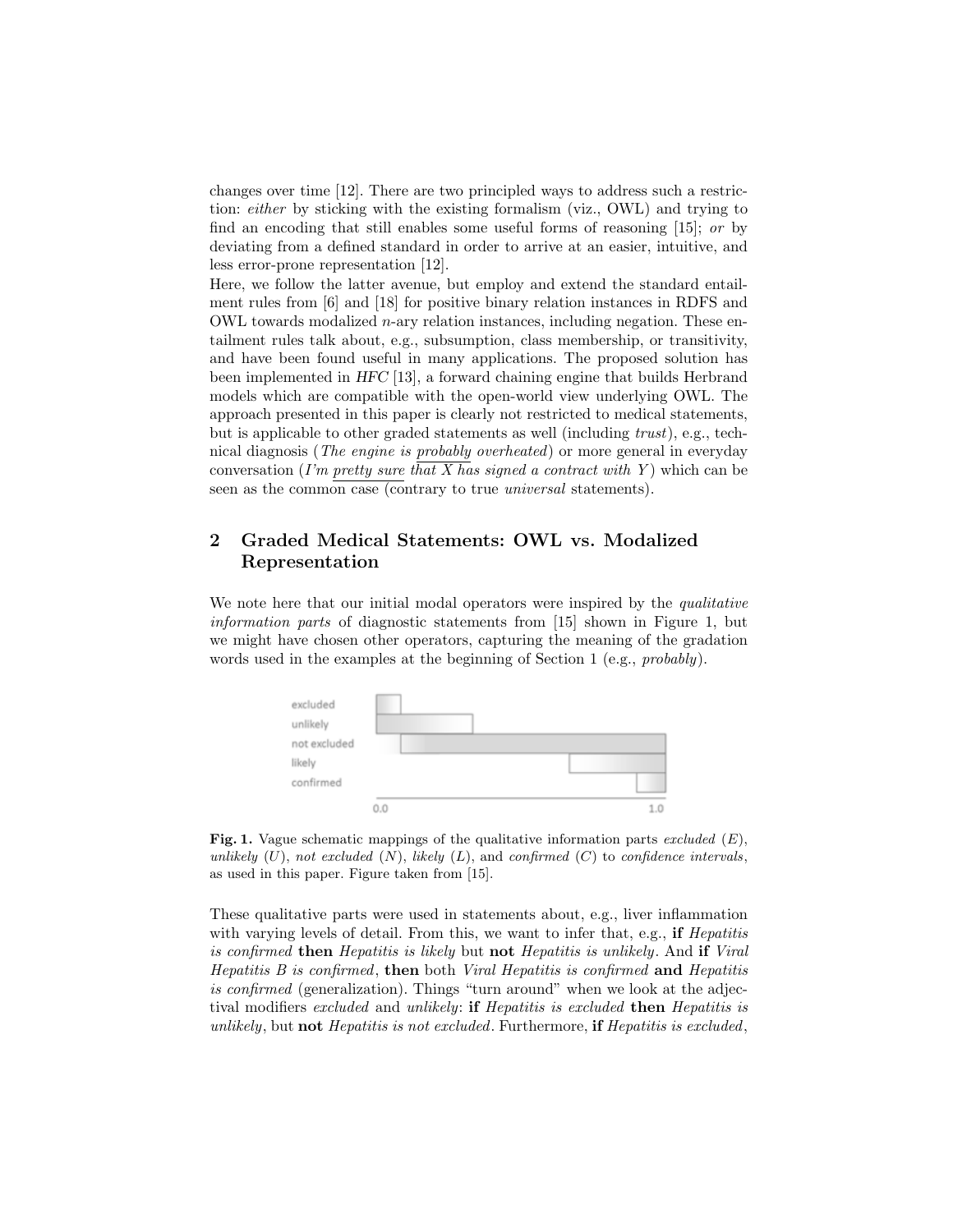changes over time [12]. There are two principled ways to address such a restriction: *either* by sticking with the existing formalism (viz., OWL) and trying to find an encoding that still enables some useful forms of reasoning [15]; *or* by deviating from a defined standard in order to arrive at an easier, intuitive, and less error-prone representation [12].

Here, we follow the latter avenue, but employ and extend the standard entailment rules from [6] and [18] for positive binary relation instances in RDFS and OWL towards modalized *n*-ary relation instances, including negation. These entailment rules talk about, e.g., subsumption, class membership, or transitivity, and have been found useful in many applications. The proposed solution has been implemented in *HFC* [13], a forward chaining engine that builds Herbrand models which are compatible with the open-world view underlying OWL. The approach presented in this paper is clearly not restricted to medical statements, but is applicable to other graded statements as well (including *trust*), e.g., technical diagnosis (*The engine is probably overheated*) or more general in everyday conversation (*I'm pretty sure that X has signed a contract with Y*) which can be seen as the common case (contrary to true *universal* statements).

## 2 Graded Medical Statements: OWL vs. Modalized Representation

We note here that our initial modal operators were inspired by the *qualitative information parts* of diagnostic statements from [15] shown in Figure 1, but we might have chosen other operators, capturing the meaning of the gradation words used in the examples at the beginning of Section 1 (e.g., *probably*).

**Fig. 1.** Vague schematic mappings of the qualitative information parts *excluded* (*E*), *unlikely* (*U*), *not excluded* (*N*), *likely* (*L*), and *confirmed* (*C*) to *confidence intervals*, as used in this paper. Figure taken from [15].

These qualitative parts were used in statements about, e.g., liver inflammation with varying levels of detail. From this, we want to infer that, e.g., **if** *Hepatitis is confirmed* **then** *Hepatitis is likely* but **not** *Hepatitis is unlikely*. And **if** *Viral Hepatitis B is confirmed*, **then** both *Viral Hepatitis is confirmed* **and** *Hepatitis is confirmed* (generalization). Things "turn around" when we look at the adjectival modifiers *excluded* and *unlikely*: **if** *Hepatitis is excluded* **then** *Hepatitis is unlikely*, but **not** *Hepatitis is not excluded*. Furthermore, **if** *Hepatitis is excluded*,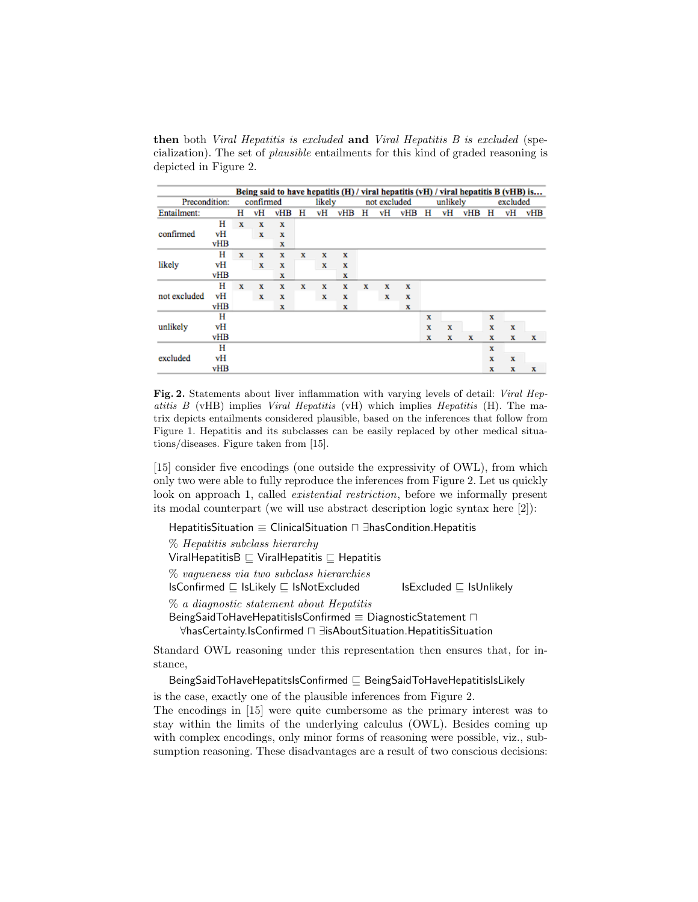**then** both *Viral Hepatitis is excluded* **and** *Viral Hepatitis B is excluded* (specialization). The set of *plausible* entailments for this kind of graded reasoning is depicted in Figure 2.

| | | **Being said to have hepatitis (H) / viral hepatitis (vH) / viral hepatitis B (vHB) is…** | | | | | | | | | | | | | | |
|---|---|---|---|---|---|---|---|---|---|---|---|---|---|---|---|---|
| Precondition: | | confirmed | | | likely | | | not excluded | | | unlikely | | | excluded | | |
| Entailment: | | H | vH | vHB | H | vH | vHB | H | vH | vHB | H | vH | vHB | H | vH | vHB |
| confirmed | H | x | x | x | | | | | | | | | | | | |
| | vH | | x | x | | | | | | | | | | | | |
| | vHB | | | x | | | | | | | | | | | | |
| likely | H | x | x | x | x | x | x | | | | | | | | | |
| | vH | | x | x | | x | x | | | | | | | | | |
| | vHB | | | x | | | x | | | | | | | | | |
| not excluded | H | x | x | x | x | x | x | x | x | x | | | | | | |
| | vH | | x | x | | x | x | | x | x | | | | | | |
| | vHB | | | x | | | x | | | x | | | | | | |
| unlikely | H | | | | | | | | | | x | | | x | | |
| | vH | | | | | | | | | | x | x | | x | x | |
| | vHB | | | | | | | | | | x | x | x | x | x | x |
| excluded | H | | | | | | | | | | | | | x | | |
| | vH | | | | | | | | | | | | | x | x | |
| | vHB | | | | | | | | | | | | | x | x | x |

**Fig. 2.** Statements about liver inflammation with varying levels of detail: *Viral Hepatitis B* (vHB) implies *Viral Hepatitis* (vH) which implies *Hepatitis* (H). The matrix depicts entailments considered plausible, based on the inferences that follow from Figure 1. Hepatitis and its subclasses can be easily replaced by other medical situations/diseases. Figure taken from [15].

[15] consider five encodings (one outside the expressivity of OWL), from which only two were able to fully reproduce the inferences from Figure 2. Let us quickly look on approach 1, called *existential restriction*, before we informally present its modal counterpart (we will use abstract description logic syntax here [2]):

$\mathsf{HepatitisSituation} \equiv \mathsf{ClinicalSituation} \sqcap \exists \mathsf{hasCondition}.\mathsf{Hepatitis}$

% *Hepatitis subclass hierarchy*

$\mathsf{ViralHepatitisB} \sqsubseteq \mathsf{ViralHepatitis} \sqsubseteq \mathsf{Hepatitis}$

% *vagueness via two subclass hierarchies*

$\mathsf{IsConfirmed} \sqsubseteq \mathsf{IsLikely} \sqsubseteq \mathsf{IsNotExcluded} \qquad \mathsf{IsExcluded} \sqsubseteq \mathsf{IsUnlikely}$

% *a diagnostic statement about Hepatitis*

$\mathsf{BeingSaidToHaveHepatitisIsConfirmed} \equiv \mathsf{DiagnosticStatement} \sqcap$
$\quad \forall \mathsf{hasCertainty}.\mathsf{IsConfirmed} \sqcap \exists \mathsf{isAboutSituation}.\mathsf{HepatitisSituation}$

Standard OWL reasoning under this representation then ensures that, for instance,

$\mathsf{BeingSaidToHaveHepatitsIsConfirmed} \sqsubseteq \mathsf{BeingSaidToHaveHepatitisIsLikely}$

is the case, exactly one of the plausible inferences from Figure 2.
The encodings in [15] were quite cumbersome as the primary interest was to stay within the limits of the underlying calculus (OWL). Besides coming up with complex encodings, only minor forms of reasoning were possible, viz., subsumption reasoning. These disadvantages are a result of two conscious decisions: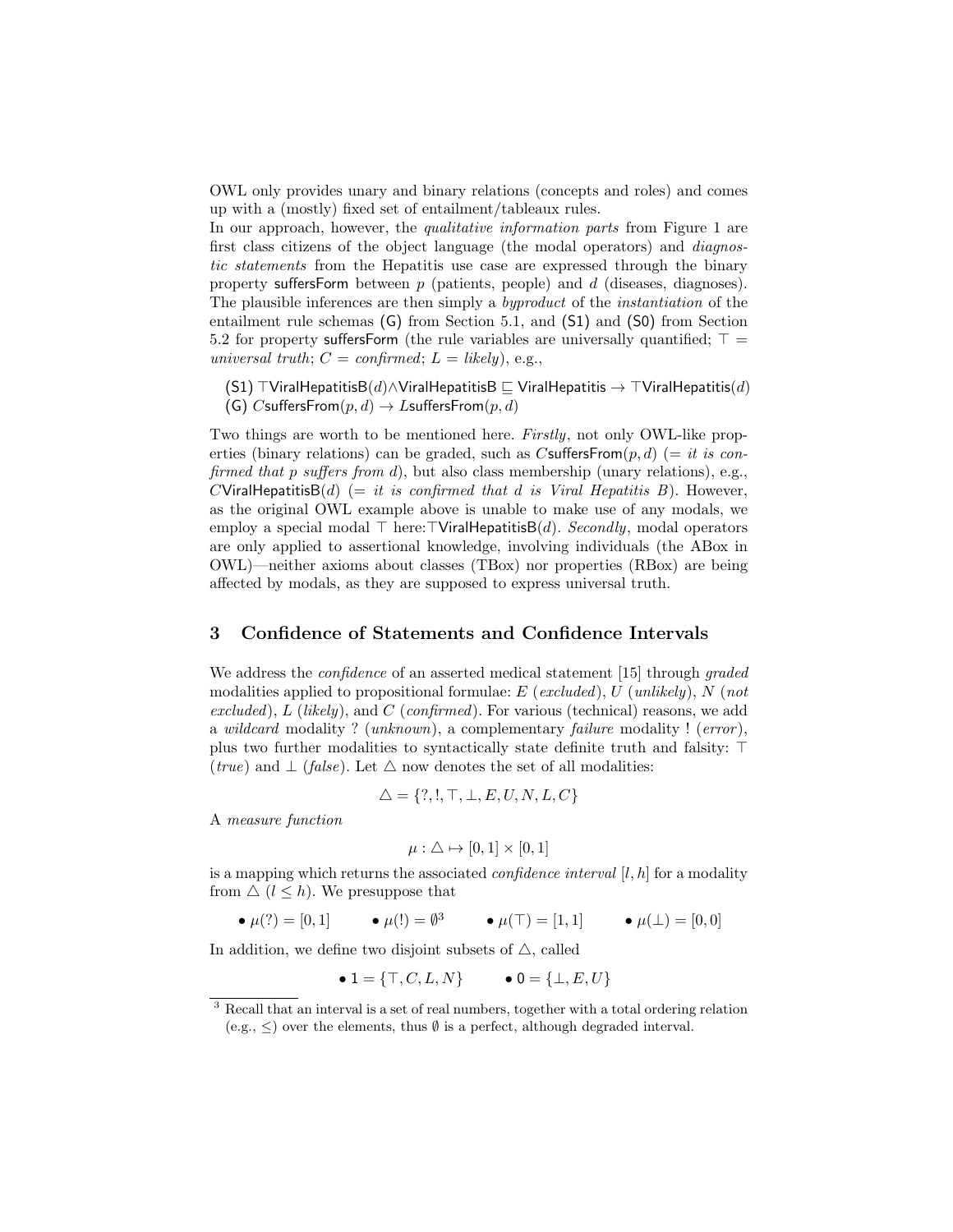OWL only provides unary and binary relations (concepts and roles) and comes up with a (mostly) fixed set of entailment/tableaux rules.

In our approach, however, the *qualitative information parts* from Figure 1 are first class citizens of the object language (the modal operators) and *diagnostic statements* from the Hepatitis use case are expressed through the binary property sufferesForm between $p$ (patients, people) and $d$ (diseases, diagnoses). The plausible inferences are then simply a *byproduct* of the *instantiation* of the entailment rule schemas (G) from Section 5.1, and (S1) and (S0) from Section 5.2 for property suffersForm (the rule variables are universally quantified; $\top$ = *universal truth*; $C$ = *confirmed*; $L$ = *likely*), e.g.,

(S1) $\top\mathsf{ViralHepatitisB}(d) \wedge \mathsf{ViralHepatitisB} \sqsubseteq \mathsf{ViralHepatitis} \rightarrow \top\mathsf{ViralHepatitis}(d)$
(G) $C\mathsf{suffersFrom}(p, d) \rightarrow L\mathsf{suffersFrom}(p, d)$

Two things are worth to be mentioned here. *Firstly*, not only OWL-like properties (binary relations) can be graded, such as $C\mathsf{suffersFrom}(p, d)$ (= *it is confirmed that p suffers from d*), but also class membership (unary relations), e.g., $C\mathsf{ViralHepatitisB}(d)$ (= *it is confirmed that d is Viral Hepatitis B*). However, as the original OWL example above is unable to make use of any modals, we employ a special modal $\top$ here:$\top\mathsf{ViralHepatitisB}(d)$. *Secondly*, modal operators are only applied to assertional knowledge, involving individuals (the ABox in OWL)—neither axioms about classes (TBox) nor properties (RBox) are being affected by modals, as they are supposed to express universal truth.

## 3 Confidence of Statements and Confidence Intervals

We address the *confidence* of an asserted medical statement [15] through *graded* modalities applied to propositional formulae: $E$ (*excluded*), $U$ (*unlikely*), $N$ (*not excluded*), $L$ (*likely*), and $C$ (*confirmed*). For various (technical) reasons, we add a *wildcard* modality ? (*unknown*), a complementary *failure* modality ! (*error*), plus two further modalities to syntactically state definite truth and falsity: $\top$ (*true*) and $\bot$ (*false*). Let $\triangle$ now denotes the set of all modalities:

$$\triangle = \{?, !, \top, \bot, E, U, N, L, C\}$$

A *measure function*

$$\mu : \triangle \mapsto [0, 1] \times [0, 1]$$

is a mapping which returns the associated *confidence interval* $[l, h]$ for a modality from $\triangle$ ($l \leq h$). We presuppose that

- $\mu(?) = [0, 1]$
- $\mu(!) = \emptyset$[3]
- $\mu(\top) = [1, 1]$
- $\mu(\bot) = [0, 0]$

In addition, we define two disjoint subsets of $\triangle$, called

- $\mathsf{1} = \{\top, C, L, N\}$
- $\mathsf{0} = \{\bot, E, U\}$

[3] Recall that an interval is a set of real numbers, together with a total ordering relation (e.g., $\leq$) over the elements, thus $\emptyset$ is a perfect, although degraded interval.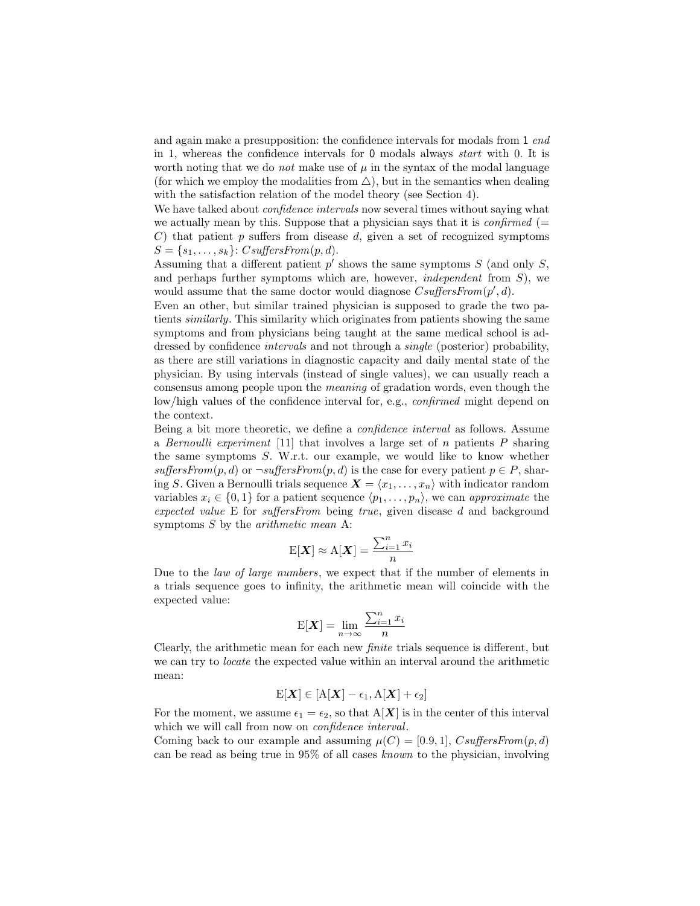and again make a presupposition: the confidence intervals for modals from 1 *end* in 1, whereas the confidence intervals for 0 modals always *start* with 0. It is worth noting that we do *not* make use of $\mu$ in the syntax of the modal language (for which we employ the modalities from $\triangle$), but in the semantics when dealing with the satisfaction relation of the model theory (see Section 4).

We have talked about *confidence intervals* now several times without saying what we actually mean by this. Suppose that a physician says that it is *confirmed* (= $C$) that patient $p$ suffers from disease $d$, given a set of recognized symptoms $S = \{s_1, \ldots, s_k\}$: $C\mathit{suffersFrom}(p, d)$.

Assuming that a different patient $p'$ shows the same symptoms $S$ (and only $S$, and perhaps further symptoms which are, however, *independent* from $S$), we would assume that the same doctor would diagnose $C\mathit{suffersFrom}(p', d)$.

Even an other, but similar trained physician is supposed to grade the two patients *similarly*. This similarity which originates from patients showing the same symptoms and from physicians being taught at the same medical school is addressed by confidence *intervals* and not through a *single* (posterior) probability, as there are still variations in diagnostic capacity and daily mental state of the physician. By using intervals (instead of single values), we can usually reach a consensus among people upon the *meaning* of gradation words, even though the low/high values of the confidence interval for, e.g., *confirmed* might depend on the context.

Being a bit more theoretic, we define a *confidence interval* as follows. Assume a *Bernoulli experiment* [11] that involves a large set of $n$ patients $P$ sharing the same symptoms $S$. W.r.t. our example, we would like to know whether $\mathit{suffersFrom}(p, d)$ or $\neg\mathit{suffersFrom}(p, d)$ is the case for every patient $p \in P$, sharing $S$. Given a Bernoulli trials sequence $\boldsymbol{X} = \langle x_1, \ldots, x_n \rangle$ with indicator random variables $x_i \in \{0, 1\}$ for a patient sequence $\langle p_1, \ldots, p_n \rangle$, we can *approximate* the *expected value* E for *suffersFrom* being *true*, given disease $d$ and background symptoms $S$ by the *arithmetic mean* A:

$$\mathrm{E}[\boldsymbol{X}] \approx \mathrm{A}[\boldsymbol{X}] = \frac{\sum_{i=1}^{n} x_i}{n}$$

Due to the *law of large numbers*, we expect that if the number of elements in a trials sequence goes to infinity, the arithmetic mean will coincide with the expected value:

$$\mathrm{E}[\boldsymbol{X}] = \lim_{n \to \infty} \frac{\sum_{i=1}^{n} x_i}{n}$$

Clearly, the arithmetic mean for each new *finite* trials sequence is different, but we can try to *locate* the expected value within an interval around the arithmetic mean:

$$\mathrm{E}[\boldsymbol{X}] \in [\mathrm{A}[\boldsymbol{X}] - \epsilon_1, \mathrm{A}[\boldsymbol{X}] + \epsilon_2]$$

For the moment, we assume $\epsilon_1 = \epsilon_2$, so that $\mathrm{A}[\boldsymbol{X}]$ is in the center of this interval which we will call from now on *confidence interval*.

Coming back to our example and assuming $\mu(C) = [0.9, 1]$, $C\mathit{suffersFrom}(p, d)$ can be read as being true in 95% of all cases *known* to the physician, involving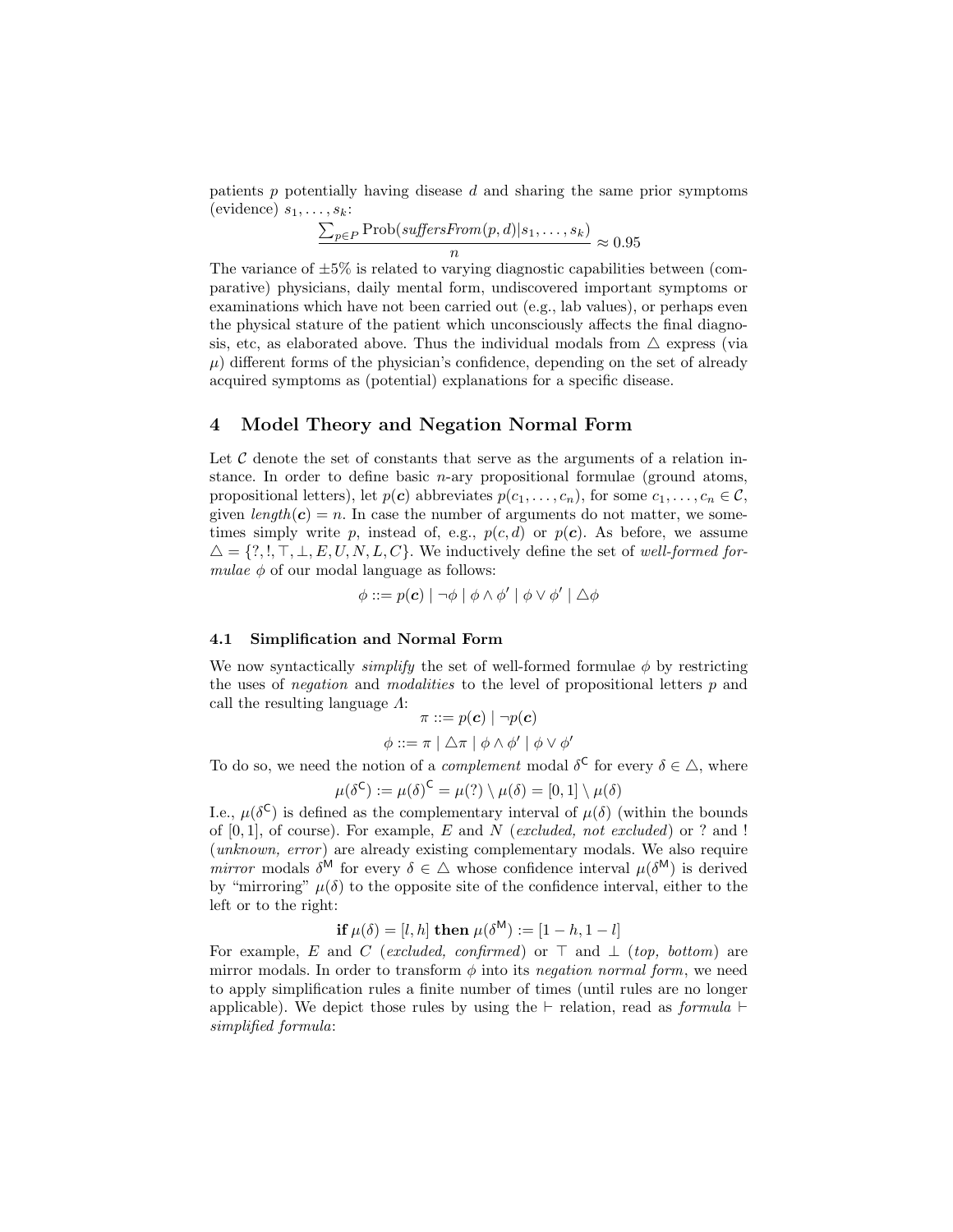patients $p$ potentially having disease $d$ and sharing the same prior symptoms (evidence) $s_1, \dots, s_k$:

$$\frac{\sum_{p \in P} \text{Prob}(\mathit{suffersFrom}(p, d) | s_1, \dots, s_k)}{n} \approx 0.95$$

The variance of $\pm 5\%$ is related to varying diagnostic capabilities between (comparative) physicians, daily mental form, undiscovered important symptoms or examinations which have not been carried out (e.g., lab values), or perhaps even the physical stature of the patient which unconsciously affects the final diagnosis, etc, as elaborated above. Thus the individual modals from $\triangle$ express (via $\mu$) different forms of the physician's confidence, depending on the set of already acquired symptoms as (potential) explanations for a specific disease.

## 4 Model Theory and Negation Normal Form

Let $\mathcal{C}$ denote the set of constants that serve as the arguments of a relation instance. In order to define basic $n$-ary propositional formulae (ground atoms, propositional letters), let $p(\boldsymbol{c})$ abbreviates $p(c_1, \dots, c_n)$, for some $c_1, \dots, c_n \in \mathcal{C}$, given $\mathit{length}(\boldsymbol{c}) = n$. In case the number of arguments do not matter, we sometimes simply write $p$, instead of, e.g., $p(c, d)$ or $p(\boldsymbol{c})$. As before, we assume $\triangle = \{?, !, \top, \bot, E, U, N, L, C\}$. We inductively define the set of *well-formed formulae* $\phi$ of our modal language as follows:

$$\phi ::= p(\boldsymbol{c}) \mid \neg\phi \mid \phi \wedge \phi' \mid \phi \vee \phi' \mid \triangle\phi$$

### 4.1 Simplification and Normal Form

We now syntactically *simplify* the set of well-formed formulae $\phi$ by restricting the uses of *negation* and *modalities* to the level of propositional letters $p$ and call the resulting language $\Lambda$:

$$\pi ::= p(\boldsymbol{c}) \mid \neg p(\boldsymbol{c})$$

$$\phi ::= \pi \mid \triangle\pi \mid \phi \wedge \phi' \mid \phi \vee \phi'$$

To do so, we need the notion of a *complement* modal $\delta^{\mathsf{C}}$ for every $\delta \in \triangle$, where

$$\mu(\delta^{\mathsf{C}}) := \mu(\delta)^{\mathsf{C}} = \mu(?) \setminus \mu(\delta) = [0, 1] \setminus \mu(\delta)$$

I.e., $\mu(\delta^{\mathsf{C}})$ is defined as the complementary interval of $\mu(\delta)$ (within the bounds of $[0, 1]$, of course). For example, $E$ and $N$ (*excluded, not excluded*) or ? and ! (*unknown, error*) are already existing complementary modals. We also require *mirror* modals $\delta^{\mathsf{M}}$ for every $\delta \in \triangle$ whose confidence interval $\mu(\delta^{\mathsf{M}})$ is derived by "mirroring" $\mu(\delta)$ to the opposite site of the confidence interval, either to the left or to the right:

$$\textbf{if } \mu(\delta) = [l, h] \textbf{ then } \mu(\delta^{\mathsf{M}}) := [1 - h, 1 - l]$$

For example, $E$ and $C$ (*excluded, confirmed*) or $\top$ and $\bot$ (*top, bottom*) are mirror modals. In order to transform $\phi$ into its *negation normal form*, we need to apply simplification rules a finite number of times (until rules are no longer applicable). We depict those rules by using the $\vdash$ relation, read as *formula* $\vdash$ *simplified formula*: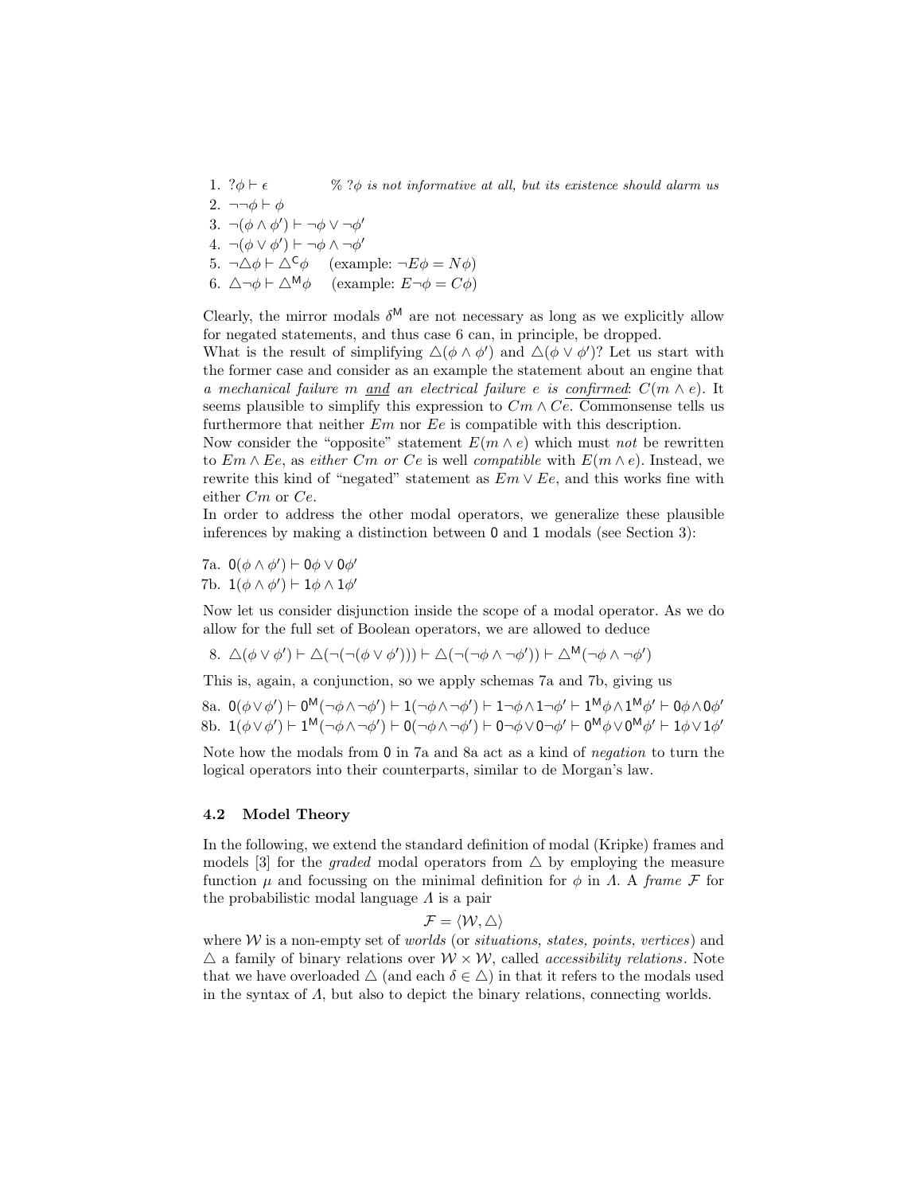1. $?\phi \vdash \epsilon$ % $?\phi$ *is not informative at all, but its existence should alarm us*
2. $\neg\neg\phi \vdash \phi$
3. $\neg(\phi \wedge \phi') \vdash \neg\phi \vee \neg\phi'$
4. $\neg(\phi \vee \phi') \vdash \neg\phi \wedge \neg\phi'$
5. $\neg\triangle\phi \vdash \triangle^{\mathsf{C}}\phi$ (example: $\neg E\phi = N\phi$)
6. $\triangle\neg\phi \vdash \triangle^{\mathsf{M}}\phi$ (example: $E\neg\phi = C\phi$)

Clearly, the mirror modals $\delta^{\mathsf{M}}$ are not necessary as long as we explicitly allow for negated statements, and thus case 6 can, in principle, be dropped.
What is the result of simplifying $\triangle(\phi \wedge \phi')$ and $\triangle(\phi \vee \phi')$? Let us start with the former case and consider as an example the statement about an engine that *a mechanical failure m and an electrical failure e is confirmed*: $C(m \wedge e)$. It seems plausible to simplify this expression to $Cm \wedge Ce$. Commonsense tells us furthermore that neither $Em$ nor $Ee$ is compatible with this description.
Now consider the "opposite" statement $E(m \wedge e)$ which must *not* be rewritten to $Em \wedge Ee$, as *either* $Cm$ *or* $Ce$ is well *compatible* with $E(m \wedge e)$. Instead, we rewrite this kind of "negated" statement as $Em \vee Ee$, and this works fine with either $Cm$ or $Ce$.
In order to address the other modal operators, we generalize these plausible inferences by making a distinction between $\mathsf{0}$ and $\mathsf{1}$ modals (see Section 3):

7a. $\mathsf{0}(\phi \wedge \phi') \vdash \mathsf{0}\phi \vee \mathsf{0}\phi'$
7b. $\mathsf{1}(\phi \wedge \phi') \vdash \mathsf{1}\phi \wedge \mathsf{1}\phi'$

Now let us consider disjunction inside the scope of a modal operator. As we do allow for the full set of Boolean operators, we are allowed to deduce

8. $\triangle(\phi \vee \phi') \vdash \triangle(\neg(\neg(\phi \vee \phi'))) \vdash \triangle(\neg(\neg\phi \wedge \neg\phi')) \vdash \triangle^{\mathsf{M}}(\neg\phi \wedge \neg\phi')$

This is, again, a conjunction, so we apply schemas 7a and 7b, giving us

8a. $\mathsf{0}(\phi\vee\phi') \vdash \mathsf{0}^{\mathsf{M}}(\neg\phi\wedge\neg\phi') \vdash \mathsf{1}(\neg\phi\wedge\neg\phi') \vdash \mathsf{1}\neg\phi\wedge\mathsf{1}\neg\phi' \vdash \mathsf{1}^{\mathsf{M}}\phi\wedge\mathsf{1}^{\mathsf{M}}\phi' \vdash \mathsf{0}\phi\wedge\mathsf{0}\phi'$
8b. $\mathsf{1}(\phi\vee\phi') \vdash \mathsf{1}^{\mathsf{M}}(\neg\phi\wedge\neg\phi') \vdash \mathsf{0}(\neg\phi\wedge\neg\phi') \vdash \mathsf{0}\neg\phi\vee\mathsf{0}\neg\phi' \vdash \mathsf{0}^{\mathsf{M}}\phi\vee\mathsf{0}^{\mathsf{M}}\phi' \vdash \mathsf{1}\phi\vee\mathsf{1}\phi'$

Note how the modals from $\mathsf{0}$ in 7a and 8a act as a kind of *negation* to turn the logical operators into their counterparts, similar to de Morgan's law.

### 4.2 Model Theory

In the following, we extend the standard definition of modal (Kripke) frames and models [3] for the *graded* modal operators from $\triangle$ by employing the measure function $\mu$ and focussing on the minimal definition for $\phi$ in $\Lambda$. A *frame* $\mathcal{F}$ for the probabilistic modal language $\Lambda$ is a pair

$$\mathcal{F} = \langle \mathcal{W}, \triangle \rangle$$

where $\mathcal{W}$ is a non-empty set of *worlds* (or *situations, states, points, vertices*) and $\triangle$ a family of binary relations over $\mathcal{W} \times \mathcal{W}$, called *accessibility relations*. Note that we have overloaded $\triangle$ (and each $\delta \in \triangle$) in that it refers to the modals used in the syntax of $\Lambda$, but also to depict the binary relations, connecting worlds.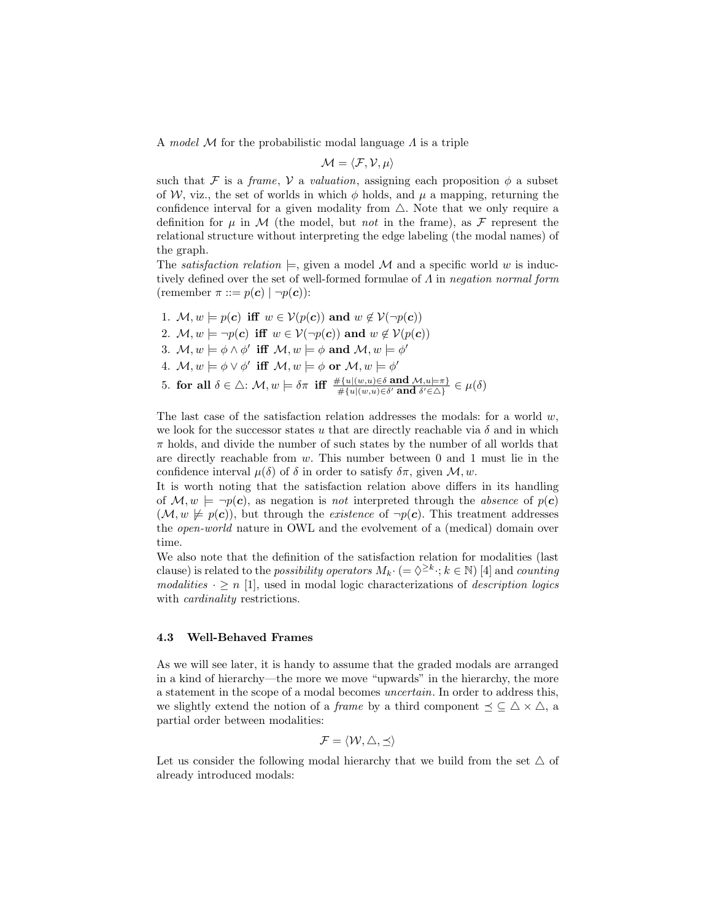A *model* $\mathcal{M}$ for the probabilistic modal language $\Lambda$ is a triple

$$\mathcal{M} = \langle \mathcal{F}, \mathcal{V}, \mu \rangle$$

such that $\mathcal{F}$ is a *frame*, $\mathcal{V}$ a *valuation*, assigning each proposition $\phi$ a subset of $\mathcal{W}$, viz., the set of worlds in which $\phi$ holds, and $\mu$ a mapping, returning the confidence interval for a given modality from $\triangle$. Note that we only require a definition for $\mu$ in $\mathcal{M}$ (the model, but *not* in the frame), as $\mathcal{F}$ represent the relational structure without interpreting the edge labeling (the modal names) of the graph.

The *satisfaction relation* $\models$, given a model $\mathcal{M}$ and a specific world $w$ is inductively defined over the set of well-formed formulae of $\Lambda$ in *negation normal form* (remember $\pi ::= p(\boldsymbol{c}) \mid \neg p(\boldsymbol{c})$):

1. $\mathcal{M}, w \models p(\boldsymbol{c})$ **iff** $w \in \mathcal{V}(p(\boldsymbol{c}))$ **and** $w \notin \mathcal{V}(\neg p(\boldsymbol{c}))$
2. $\mathcal{M}, w \models \neg p(\boldsymbol{c})$ **iff** $w \in \mathcal{V}(\neg p(\boldsymbol{c}))$ **and** $w \notin \mathcal{V}(p(\boldsymbol{c}))$
3. $\mathcal{M}, w \models \phi \wedge \phi'$ **iff** $\mathcal{M}, w \models \phi$ **and** $\mathcal{M}, w \models \phi'$
4. $\mathcal{M}, w \models \phi \vee \phi'$ **iff** $\mathcal{M}, w \models \phi$ **or** $\mathcal{M}, w \models \phi'$
5. **for all** $\delta \in \triangle$: $\mathcal{M}, w \models \delta\pi$ **iff** $\frac{\#\{u \mid (w,u) \in \delta \textbf{ and } \mathcal{M}, u \models \pi\}}{\#\{u \mid (w,u) \in \delta' \textbf{ and } \delta' \in \triangle\}} \in \mu(\delta)$

The last case of the satisfaction relation addresses the modals: for a world $w$, we look for the successor states $u$ that are directly reachable via $\delta$ and in which $\pi$ holds, and divide the number of such states by the number of all worlds that are directly reachable from $w$. This number between 0 and 1 must lie in the confidence interval $\mu(\delta)$ of $\delta$ in order to satisfy $\delta\pi$, given $\mathcal{M}, w$.

It is worth noting that the satisfaction relation above differs in its handling of $\mathcal{M}, w \models \neg p(\boldsymbol{c})$, as negation is *not* interpreted through the *absence* of $p(\boldsymbol{c})$ ($\mathcal{M}, w \not\models p(\boldsymbol{c})$), but through the *existence* of $\neg p(\boldsymbol{c})$. This treatment addresses the *open-world* nature in OWL and the evolvement of a (medical) domain over time.

We also note that the definition of the satisfaction relation for modalities (last clause) is related to the *possibility operators* $M_k\cdot$ ($= \Diamond^{\geq k}\cdot; k \in \mathbb{N}$) [4] and *counting modalities* $\cdot \geq n$ [1], used in modal logic characterizations of *description logics* with *cardinality* restrictions.

### 4.3 Well-Behaved Frames

As we will see later, it is handy to assume that the graded modals are arranged in a kind of hierarchy—the more we move "upwards" in the hierarchy, the more a statement in the scope of a modal becomes *uncertain*. In order to address this, we slightly extend the notion of a *frame* by a third component $\preceq \subseteq \triangle \times \triangle$, a partial order between modalities:

$$\mathcal{F} = \langle \mathcal{W}, \triangle, \preceq \rangle$$

Let us consider the following modal hierarchy that we build from the set $\triangle$ of already introduced modals: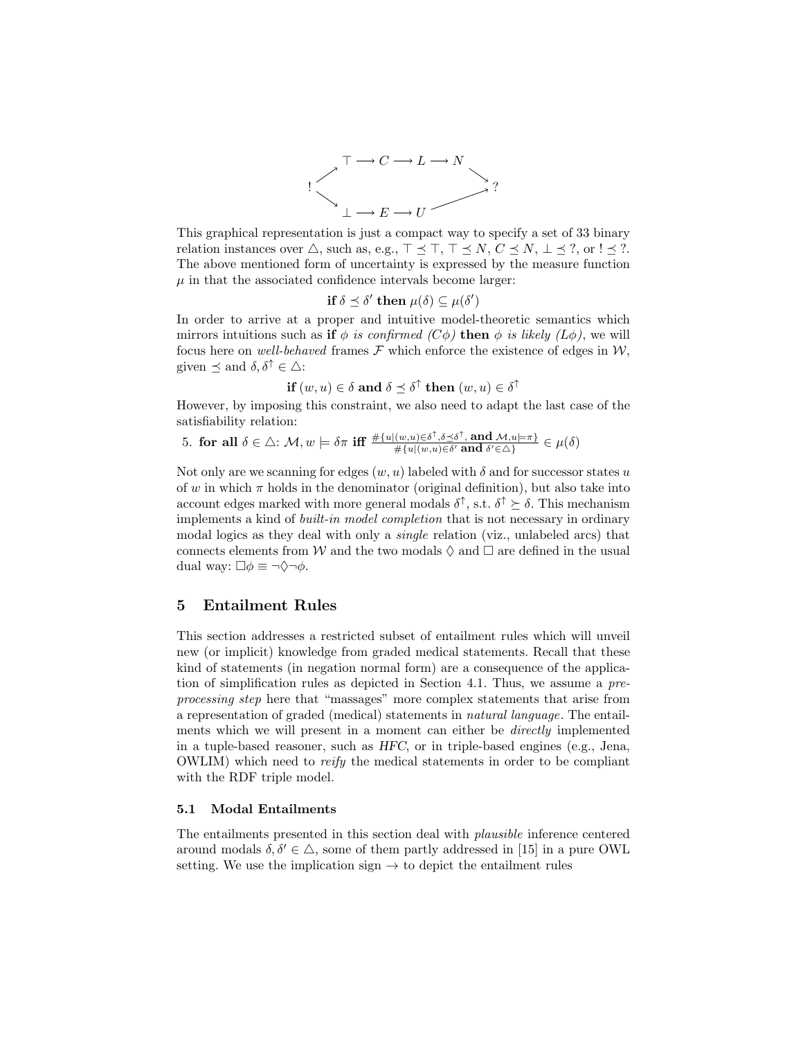$$
\begin{array}{ccccccc}
 & \nearrow & \top \longrightarrow C \longrightarrow L \longrightarrow N & \searrow & \\
! & & & & ? \\
 & \searrow & \bot \longrightarrow E \longrightarrow U & \nearrow &
\end{array}
$$

This graphical representation is just a compact way to specify a set of 33 binary relation instances over $\triangle$, such as, e.g., $\top \preceq \top$, $\top \preceq N$, $C \preceq N$, $\bot \preceq ?$, or $! \preceq ?$. The above mentioned form of uncertainty is expressed by the measure function $\mu$ in that the associated confidence intervals become larger:

$$\textbf{if } \delta \preceq \delta' \textbf{ then } \mu(\delta) \subseteq \mu(\delta')$$

In order to arrive at a proper and intuitive model-theoretic semantics which mirrors intuitions such as **if** *$\phi$ is confirmed ($C\phi$)* **then** *$\phi$ is likely ($L\phi$)*, we will focus here on *well-behaved* frames $\mathcal{F}$ which enforce the existence of edges in $\mathcal{W}$, given $\preceq$ and $\delta, \delta^{\uparrow} \in \triangle$:

$$\textbf{if } (w, u) \in \delta \textbf{ and } \delta \preceq \delta^{\uparrow} \textbf{ then } (w, u) \in \delta^{\uparrow}$$

However, by imposing this constraint, we also need to adapt the last case of the satisfiability relation:

5. **for all** $\delta \in \triangle$: $\mathcal{M}, w \models \delta\pi$ **iff** $\frac{\#\{u \mid (w,u) \in \delta^{\uparrow}, \delta \preceq \delta^{\uparrow}, \textbf{ and } \mathcal{M}, u \models \pi\}}{\#\{u \mid (w,u) \in \delta' \textbf{ and } \delta' \in \triangle\}} \in \mu(\delta)$

Not only are we scanning for edges $(w, u)$ labeled with $\delta$ and for successor states $u$ of $w$ in which $\pi$ holds in the denominator (original definition), but also take into account edges marked with more general modals $\delta^{\uparrow}$, s.t. $\delta^{\uparrow} \succeq \delta$. This mechanism implements a kind of *built-in model completion* that is not necessary in ordinary modal logics as they deal with only a *single* relation (viz., unlabeled arcs) that connects elements from $\mathcal{W}$ and the two modals $\Diamond$ and $\Box$ are defined in the usual dual way: $\Box\phi \equiv \neg\Diamond\neg\phi$.

## 5 Entailment Rules

This section addresses a restricted subset of entailment rules which will unveil new (or implicit) knowledge from graded medical statements. Recall that these kind of statements (in negation normal form) are a consequence of the application of simplification rules as depicted in Section 4.1. Thus, we assume a *preprocessing step* here that "massages" more complex statements that arise from a representation of graded (medical) statements in *natural language*. The entailments which we will present in a moment can either be *directly* implemented in a tuple-based reasoner, such as *HFC*, or in triple-based engines (e.g., Jena, OWLIM) which need to *reify* the medical statements in order to be compliant with the RDF triple model.

### 5.1 Modal Entailments

The entailments presented in this section deal with *plausible* inference centered around modals $\delta, \delta' \in \triangle$, some of them partly addressed in [15] in a pure OWL setting. We use the implication sign $\rightarrow$ to depict the entailment rules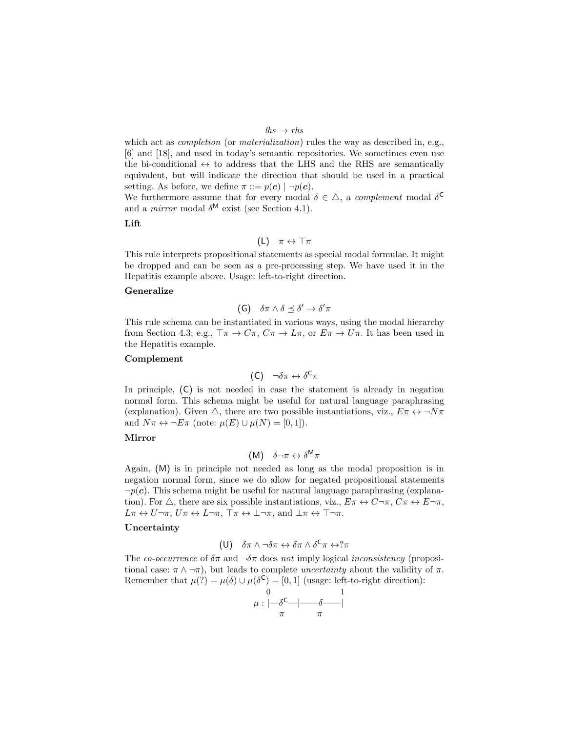$$lhs \rightarrow rhs$$

which act as *completion* (or *materialization*) rules the way as described in, e.g., [6] and [18], and used in today's semantic repositories. We sometimes even use the bi-conditional $\leftrightarrow$ to address that the LHS and the RHS are semantically equivalent, but will indicate the direction that should be used in a practical setting. As before, we define $\pi ::= p(\boldsymbol{c}) \mid \neg p(\boldsymbol{c})$.

We furthermore assume that for every modal $\delta \in \triangle$, a *complement* modal $\delta^{\mathsf{C}}$ and a *mirror* modal $\delta^{\mathsf{M}}$ exist (see Section 4.1).

**Lift**

$$(\mathsf{L}) \quad \pi \leftrightarrow \top\pi$$

This rule interprets propositional statements as special modal formulae. It might be dropped and can be seen as a pre-processing step. We have used it in the Hepatitis example above. Usage: left-to-right direction.

**Generalize**

$$(\mathsf{G}) \quad \delta\pi \wedge \delta \preceq \delta' \rightarrow \delta'\pi$$

This rule schema can be instantiated in various ways, using the modal hierarchy from Section 4.3; e.g., $\top\pi \rightarrow C\pi$, $C\pi \rightarrow L\pi$, or $E\pi \rightarrow U\pi$. It has been used in the Hepatitis example.

**Complement**

$$(\mathsf{C}) \quad \neg\delta\pi \leftrightarrow \delta^{\mathsf{C}}\pi$$

In principle, $(\mathsf{C})$ is not needed in case the statement is already in negation normal form. This schema might be useful for natural language paraphrasing (explanation). Given $\triangle$, there are two possible instantiations, viz., $E\pi \leftrightarrow \neg N\pi$ and $N\pi \leftrightarrow \neg E\pi$ (note: $\mu(E) \cup \mu(N) = [0, 1]$).

**Mirror**

$$(\mathsf{M}) \quad \delta\neg\pi \leftrightarrow \delta^{\mathsf{M}}\pi$$

Again, $(\mathsf{M})$ is in principle not needed as long as the modal proposition is in negation normal form, since we do allow for negated propositional statements $\neg p(\boldsymbol{c})$. This schema might be useful for natural language paraphrasing (explanation). For $\triangle$, there are six possible instantiations, viz., $E\pi \leftrightarrow C\neg\pi$, $C\pi \leftrightarrow E\neg\pi$, $L\pi \leftrightarrow U\neg\pi$, $U\pi \leftrightarrow L\neg\pi$, $\top\pi \leftrightarrow \bot\neg\pi$, and $\bot\pi \leftrightarrow \top\neg\pi$.

**Uncertainty**

$$(\mathsf{U}) \quad \delta\pi \wedge \neg\delta\pi \leftrightarrow \delta\pi \wedge \delta^{\mathsf{C}}\pi \leftrightarrow ?\pi$$

The *co-occurrence* of $\delta\pi$ and $\neg\delta\pi$ does *not* imply logical *inconsistency* (propositional case: $\pi \wedge \neg\pi$), but leads to complete *uncertainty* about the validity of $\pi$. Remember that $\mu(?) = \mu(\delta) \cup \mu(\delta^{\mathsf{C}}) = [0, 1]$ (usage: left-to-right direction):

```
        0                    1
μ : |—δ^C—|———δ———|
        π          π
```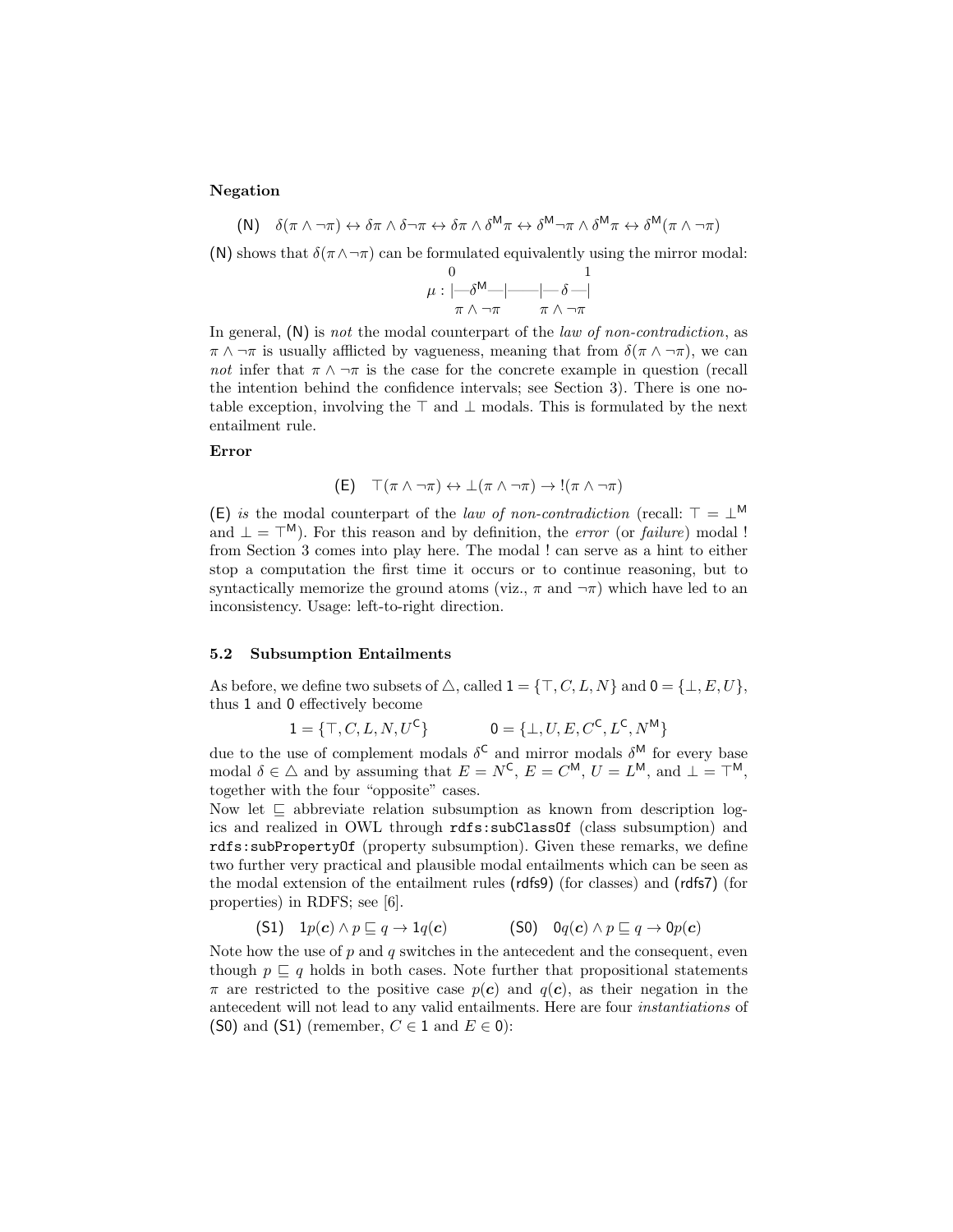**Negation**

$$\text{(N)} \quad \delta(\pi \wedge \neg\pi) \leftrightarrow \delta\pi \wedge \delta\neg\pi \leftrightarrow \delta\pi \wedge \delta^{\mathsf{M}}\pi \leftrightarrow \delta^{\mathsf{M}}\neg\pi \wedge \delta^{\mathsf{M}}\pi \leftrightarrow \delta^{\mathsf{M}}(\pi \wedge \neg\pi)$$

(N) shows that $\delta(\pi \wedge \neg\pi)$ can be formulated equivalently using the mirror modal:

$$\mu : \overset{0}{|}\!\!-\!\underset{\pi \wedge \neg\pi}{\delta^{\mathsf{M}}}\!-\!|\!\!-\!\!-\!\!-\!|\!-\!\underset{\pi \wedge \neg\pi}{\delta}\!-\!\overset{1}{|}$$

In general, (N) is *not* the modal counterpart of the *law of non-contradiction*, as $\pi \wedge \neg\pi$ is usually afflicted by vagueness, meaning that from $\delta(\pi \wedge \neg\pi)$, we can *not* infer that $\pi \wedge \neg\pi$ is the case for the concrete example in question (recall the intention behind the confidence intervals; see Section 3). There is one notable exception, involving the $\top$ and $\bot$ modals. This is formulated by the next entailment rule.

**Error**

$$\text{(E)} \quad \top(\pi \wedge \neg\pi) \leftrightarrow \bot(\pi \wedge \neg\pi) \rightarrow\ !(\pi \wedge \neg\pi)$$

(E) *is* the modal counterpart of the *law of non-contradiction* (recall: $\top = \bot^{\mathsf{M}}$ and $\bot = \top^{\mathsf{M}}$). For this reason and by definition, the *error* (or *failure*) modal ! from Section 3 comes into play here. The modal ! can serve as a hint to either stop a computation the first time it occurs or to continue reasoning, but to syntactically memorize the ground atoms (viz., $\pi$ and $\neg\pi$) which have led to an inconsistency. Usage: left-to-right direction.

### 5.2 Subsumption Entailments

As before, we define two subsets of $\triangle$, called $\mathsf{1} = \{\top, C, L, N\}$ and $\mathsf{0} = \{\bot, E, U\}$, thus $\mathsf{1}$ and $\mathsf{0}$ effectively become

$$\mathsf{1} = \{\top, C, L, N, U^{\mathsf{C}}\} \qquad\qquad \mathsf{0} = \{\bot, U, E, C^{\mathsf{C}}, L^{\mathsf{C}}, N^{\mathsf{M}}\}$$

due to the use of complement modals $\delta^{\mathsf{C}}$ and mirror modals $\delta^{\mathsf{M}}$ for every base modal $\delta \in \triangle$ and by assuming that $E = N^{\mathsf{C}}$, $E = C^{\mathsf{M}}$, $U = L^{\mathsf{M}}$, and $\bot = \top^{\mathsf{M}}$, together with the four "opposite" cases.

Now let $\sqsubseteq$ abbreviate relation subsumption as known from description logics and realized in OWL through `rdfs:subClassOf` (class subsumption) and `rdfs:subPropertyOf` (property subsumption). Given these remarks, we define two further very practical and plausible modal entailments which can be seen as the modal extension of the entailment rules (rdfs9) (for classes) and (rdfs7) (for properties) in RDFS; see [6].

$$\text{(S1)} \quad \mathsf{1}p(\boldsymbol{c}) \wedge p \sqsubseteq q \rightarrow \mathsf{1}q(\boldsymbol{c}) \qquad\qquad \text{(S0)} \quad \mathsf{0}q(\boldsymbol{c}) \wedge p \sqsubseteq q \rightarrow \mathsf{0}p(\boldsymbol{c})$$

Note how the use of $p$ and $q$ switches in the antecedent and the consequent, even though $p \sqsubseteq q$ holds in both cases. Note further that propositional statements $\pi$ are restricted to the positive case $p(\boldsymbol{c})$ and $q(\boldsymbol{c})$, as their negation in the antecedent will not lead to any valid entailments. Here are four *instantiations* of (S0) and (S1) (remember, $C \in \mathsf{1}$ and $E \in \mathsf{0}$):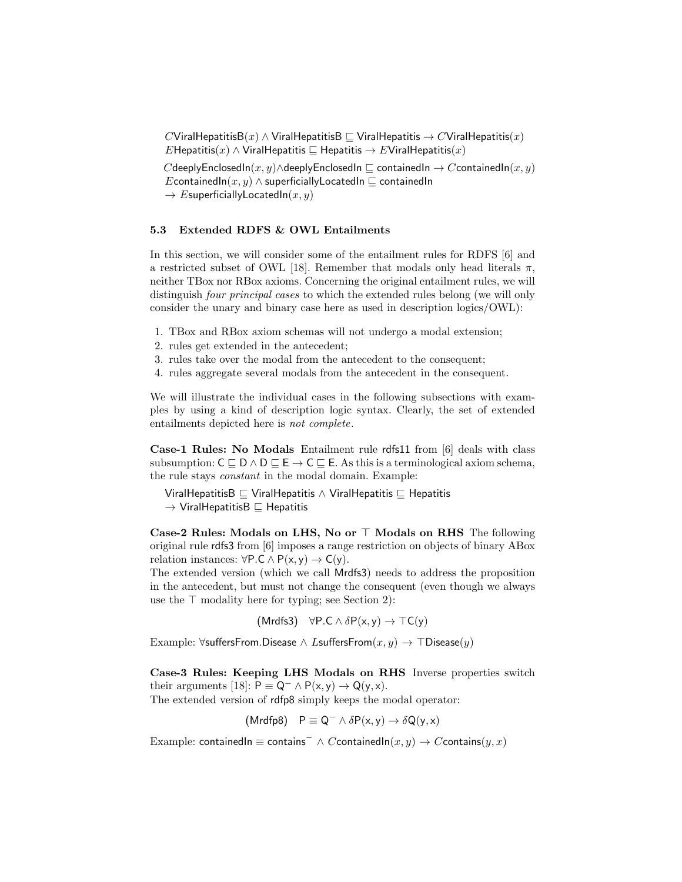$C\text{ViralHepatitisB}(x) \wedge \text{ViralHepatitisB} \sqsubseteq \text{ViralHepatitis} \rightarrow C\text{ViralHepatitis}(x)$
$E\text{Hepatitis}(x) \wedge \text{ViralHepatitis} \sqsubseteq \text{Hepatitis} \rightarrow E\text{ViralHepatitis}(x)$

$C\text{deeplyEnclosedIn}(x, y) \wedge \text{deeplyEnclosedIn} \sqsubseteq \text{containedIn} \rightarrow C\text{containedIn}(x, y)$
$E\text{containedIn}(x, y) \wedge \text{superficiallyLocatedIn} \sqsubseteq \text{containedIn}$
$\rightarrow E\text{superficiallyLocatedIn}(x, y)$

### 5.3 Extended RDFS & OWL Entailments

In this section, we will consider some of the entailment rules for RDFS [6] and a restricted subset of OWL [18]. Remember that modals only head literals $\pi$, neither TBox nor RBox axioms. Concerning the original entailment rules, we will distinguish *four principal cases* to which the extended rules belong (we will only consider the unary and binary case here as used in description logics/OWL):

1. TBox and RBox axiom schemas will not undergo a modal extension;
2. rules get extended in the antecedent;
3. rules take over the modal from the antecedent to the consequent;
4. rules aggregate several modals from the antecedent in the consequent.

We will illustrate the individual cases in the following subsections with examples by using a kind of description logic syntax. Clearly, the set of extended entailments depicted here is *not complete*.

**Case-1 Rules: No Modals** Entailment rule rdfs11 from [6] deals with class subsumption: $\mathsf{C} \sqsubseteq \mathsf{D} \wedge \mathsf{D} \sqsubseteq \mathsf{E} \rightarrow \mathsf{C} \sqsubseteq \mathsf{E}$. As this is a terminological axiom schema, the rule stays *constant* in the modal domain. Example:

$\text{ViralHepatitisB} \sqsubseteq \text{ViralHepatitis} \wedge \text{ViralHepatitis} \sqsubseteq \text{Hepatitis}$
$\rightarrow \text{ViralHepatitisB} \sqsubseteq \text{Hepatitis}$

**Case-2 Rules: Modals on LHS, No or $\top$ Modals on RHS** The following original rule rdfs3 from [6] imposes a range restriction on objects of binary ABox relation instances: $\forall \mathsf{P}.\mathsf{C} \wedge \mathsf{P}(\mathsf{x}, \mathsf{y}) \rightarrow \mathsf{C}(\mathsf{y})$.
The extended version (which we call Mrdfs3) needs to address the proposition in the antecedent, but must not change the consequent (even though we always use the $\top$ modality here for typing; see Section 2):

$$(\text{Mrdfs3}) \quad \forall \mathsf{P}.\mathsf{C} \wedge \delta \mathsf{P}(\mathsf{x}, \mathsf{y}) \rightarrow \top \mathsf{C}(\mathsf{y})$$

Example: $\forall \text{suffersFrom}.\text{Disease} \wedge L\text{suffersFrom}(x, y) \rightarrow \top\text{Disease}(y)$

**Case-3 Rules: Keeping LHS Modals on RHS** Inverse properties switch their arguments [18]: $\mathsf{P} \equiv \mathsf{Q}^{-} \wedge \mathsf{P}(\mathsf{x}, \mathsf{y}) \rightarrow \mathsf{Q}(\mathsf{y}, \mathsf{x})$.
The extended version of rdfp8 simply keeps the modal operator:

$$(\text{Mrdfp8}) \quad \mathsf{P} \equiv \mathsf{Q}^{-} \wedge \delta \mathsf{P}(\mathsf{x}, \mathsf{y}) \rightarrow \delta \mathsf{Q}(\mathsf{y}, \mathsf{x})$$

Example: $\text{containedIn} \equiv \text{contains}^{-} \wedge C\text{containedIn}(x, y) \rightarrow C\text{contains}(y, x)$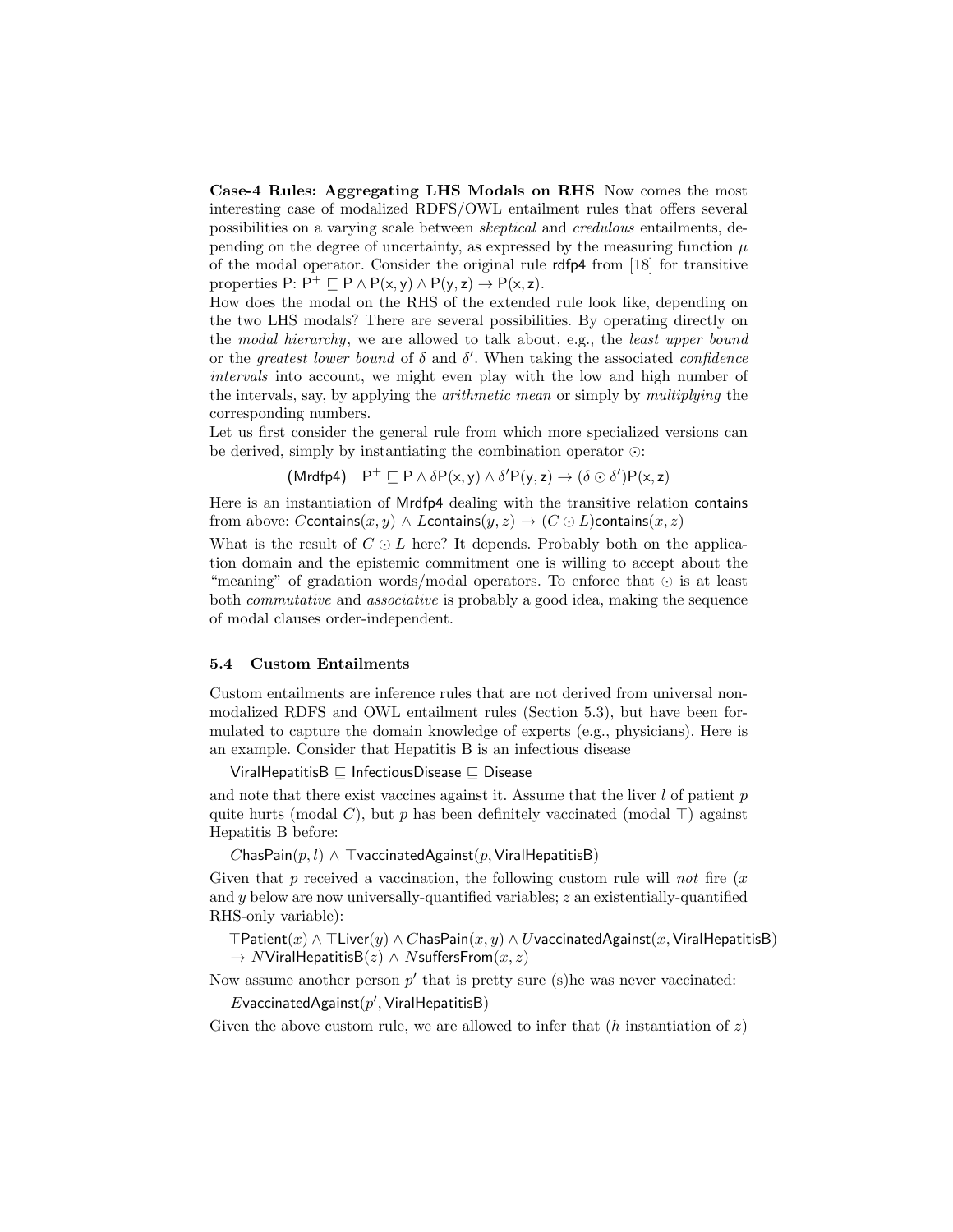**Case-4 Rules: Aggregating LHS Modals on RHS** Now comes the most interesting case of modalized RDFS/OWL entailment rules that offers several possibilities on a varying scale between *skeptical* and *credulous* entailments, depending on the degree of uncertainty, as expressed by the measuring function $\mu$ of the modal operator. Consider the original rule rdfp4 from [18] for transitive properties P: $\mathsf{P}^+ \sqsubseteq \mathsf{P} \wedge \mathsf{P}(\mathsf{x},\mathsf{y}) \wedge \mathsf{P}(\mathsf{y},\mathsf{z}) \rightarrow \mathsf{P}(\mathsf{x},\mathsf{z})$.

How does the modal on the RHS of the extended rule look like, depending on the two LHS modals? There are several possibilities. By operating directly on the *modal hierarchy*, we are allowed to talk about, e.g., the *least upper bound* or the *greatest lower bound* of $\delta$ and $\delta'$. When taking the associated *confidence intervals* into account, we might even play with the low and high number of the intervals, say, by applying the *arithmetic mean* or simply by *multiplying* the corresponding numbers.

Let us first consider the general rule from which more specialized versions can be derived, simply by instantiating the combination operator $\odot$:

$$(\mathsf{Mrdfp4}) \quad \mathsf{P}^+ \sqsubseteq \mathsf{P} \wedge \delta\mathsf{P}(\mathsf{x},\mathsf{y}) \wedge \delta'\mathsf{P}(\mathsf{y},\mathsf{z}) \rightarrow (\delta \odot \delta')\mathsf{P}(\mathsf{x},\mathsf{z})$$

Here is an instantiation of Mrdfp4 dealing with the transitive relation contains from above: $C\mathsf{contains}(x,y) \wedge L\mathsf{contains}(y,z) \rightarrow (C \odot L)\mathsf{contains}(x,z)$

What is the result of $C \odot L$ here? It depends. Probably both on the application domain and the epistemic commitment one is willing to accept about the "meaning" of gradation words/modal operators. To enforce that $\odot$ is at least both *commutative* and *associative* is probably a good idea, making the sequence of modal clauses order-independent.

### 5.4 Custom Entailments

Custom entailments are inference rules that are not derived from universal non-modalized RDFS and OWL entailment rules (Section 5.3), but have been formulated to capture the domain knowledge of experts (e.g., physicians). Here is an example. Consider that Hepatitis B is an infectious disease

$$\mathsf{ViralHepatitisB} \sqsubseteq \mathsf{InfectiousDisease} \sqsubseteq \mathsf{Disease}$$

and note that there exist vaccines against it. Assume that the liver $l$ of patient $p$ quite hurts (modal $C$), but $p$ has been definitely vaccinated (modal $\top$) against Hepatitis B before:

$$C\mathsf{hasPain}(p,l) \wedge \top\mathsf{vaccinatedAgainst}(p,\mathsf{ViralHepatitisB})$$

Given that $p$ received a vaccination, the following custom rule will *not* fire ($x$ and $y$ below are now universally-quantified variables; $z$ an existentially-quantified RHS-only variable):

$$\top\mathsf{Patient}(x) \wedge \top\mathsf{Liver}(y) \wedge C\mathsf{hasPain}(x,y) \wedge U\mathsf{vaccinatedAgainst}(x,\mathsf{ViralHepatitisB})$$
$$\rightarrow N\mathsf{ViralHepatitisB}(z) \wedge N\mathsf{suffersFrom}(x,z)$$

Now assume another person $p'$ that is pretty sure (s)he was never vaccinated:

$$E\mathsf{vaccinatedAgainst}(p',\mathsf{ViralHepatitisB})$$

Given the above custom rule, we are allowed to infer that ($h$ instantiation of $z$)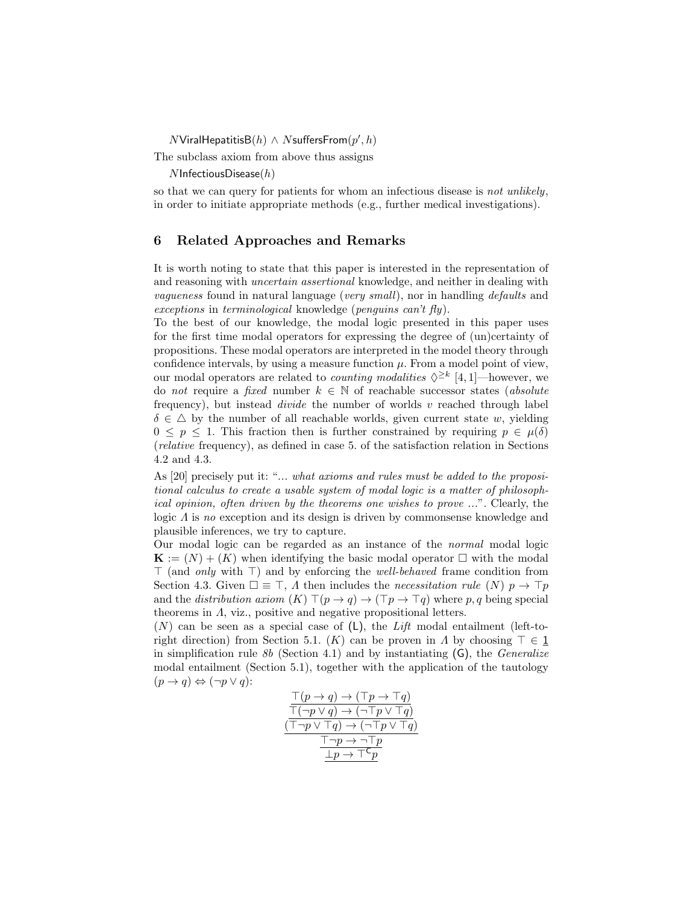$N\mathsf{ViralHepatitisB}(h) \wedge N\mathsf{suffersFrom}(p', h)$

The subclass axiom from above thus assigns

$N\mathsf{InfectiousDisease}(h)$

so that we can query for patients for whom an infectious disease is *not unlikely*, in order to initiate appropriate methods (e.g., further medical investigations).

## 6 Related Approaches and Remarks

It is worth noting to state that this paper is interested in the representation of and reasoning with *uncertain assertional* knowledge, and neither in dealing with *vagueness* found in natural language (*very small*), nor in handling *defaults* and *exceptions* in *terminological* knowledge (*penguins can't fly*).

To the best of our knowledge, the modal logic presented in this paper uses for the first time modal operators for expressing the degree of (un)certainty of propositions. These modal operators are interpreted in the model theory through confidence intervals, by using a measure function $\mu$. From a model point of view, our modal operators are related to *counting modalities* $\Diamond^{\geq k}$ [4, 1]—however, we do *not* require a *fixed* number $k \in \mathbb{N}$ of reachable successor states (*absolute* frequency), but instead *divide* the number of worlds $v$ reached through label $\delta \in \triangle$ by the number of all reachable worlds, given current state $w$, yielding $0 \leq p \leq 1$. This fraction then is further constrained by requiring $p \in \mu(\delta)$ (*relative* frequency), as defined in case 5. of the satisfaction relation in Sections 4.2 and 4.3.

As [20] precisely put it: "*... what axioms and rules must be added to the propositional calculus to create a usable system of modal logic is a matter of philosophical opinion, often driven by the theorems one wishes to prove ...*". Clearly, the logic $\Lambda$ is *no* exception and its design is driven by commonsense knowledge and plausible inferences, we try to capture.

Our modal logic can be regarded as an instance of the *normal* modal logic $\mathbf{K} := (N) + (K)$ when identifying the basic modal operator $\Box$ with the modal $\top$ (and *only* with $\top$) and by enforcing the *well-behaved* frame condition from Section 4.3. Given $\Box \equiv \top$, $\Lambda$ then includes the *necessitation rule* $(N)$ $p \rightarrow \top p$ and the *distribution axiom* $(K)$ $\top(p \rightarrow q) \rightarrow (\top p \rightarrow \top q)$ where $p, q$ being special theorems in $\Lambda$, viz., positive and negative propositional letters.

$(N)$ can be seen as a special case of $(\mathsf{L})$, the *Lift* modal entailment (left-to-right direction) from Section 5.1. $(K)$ can be proven in $\Lambda$ by choosing $\top \in \underline{1}$ in simplification rule *8b* (Section 4.1) and by instantiating $(\mathsf{G})$, the *Generalize* modal entailment (Section 5.1), together with the application of the tautology $(p \rightarrow q) \Leftrightarrow (\neg p \vee q)$:

$$\cfrac{\cfrac{\cfrac{\cfrac{\top(p \rightarrow q) \rightarrow (\top p \rightarrow \top q)}{\top(\neg p \vee q) \rightarrow (\neg \top p \vee \top q)}}{(\top \neg p \vee \top q) \rightarrow (\neg \top p \vee \top q)}}{\top \neg p \rightarrow \neg \top p}}{\underline{\bot p \rightarrow \top^{\mathsf{C}} p}}$$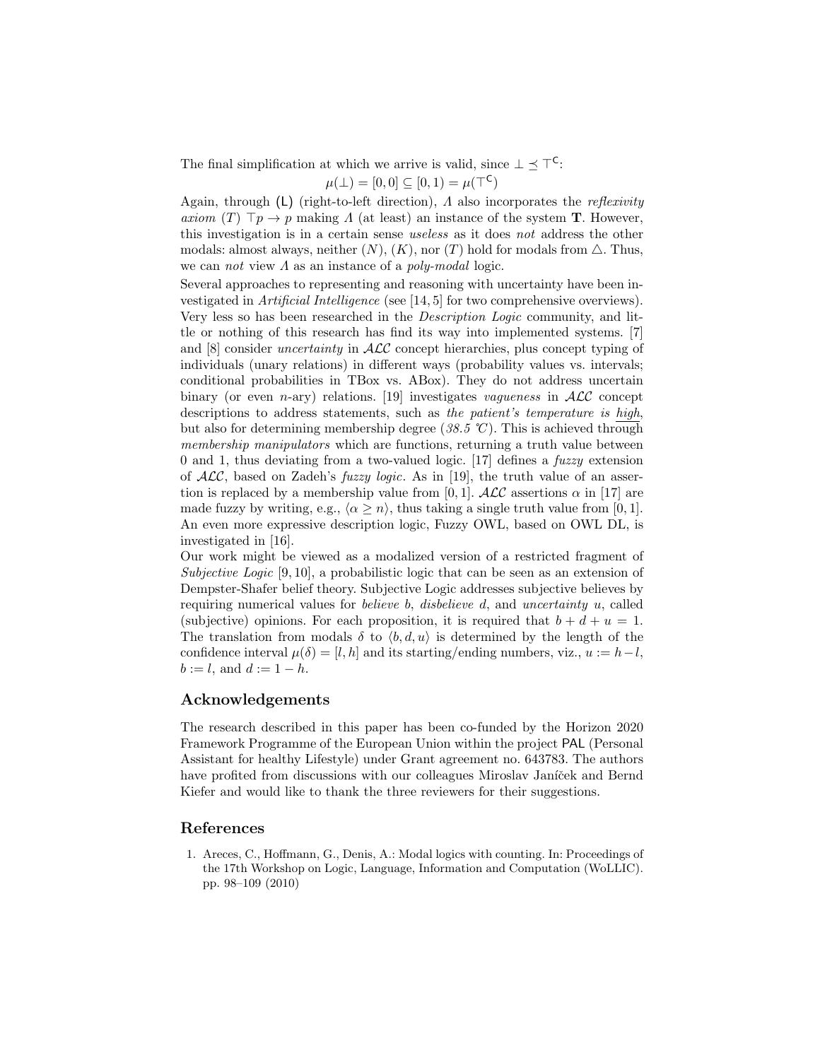The final simplification at which we arrive is valid, since $\bot \preceq \top^{\mathsf{C}}$:

$$\mu(\bot) = [0, 0] \subseteq [0, 1) = \mu(\top^{\mathsf{C}})$$

Again, through (L) (right-to-left direction), $\Lambda$ also incorporates the *reflexivity axiom* $(T)$ $\top p \rightarrow p$ making $\Lambda$ (at least) an instance of the system **T**. However, this investigation is in a certain sense *useless* as it does *not* address the other modals: almost always, neither $(N)$, $(K)$, nor $(T)$ hold for modals from $\triangle$. Thus, we can *not* view $\Lambda$ as an instance of a *poly-modal* logic.

Several approaches to representing and reasoning with uncertainty have been investigated in *Artificial Intelligence* (see [14, 5] for two comprehensive overviews). Very less so has been researched in the *Description Logic* community, and little or nothing of this research has find its way into implemented systems. [7] and [8] consider *uncertainty* in $\mathcal{ALC}$ concept hierarchies, plus concept typing of individuals (unary relations) in different ways (probability values vs. intervals; conditional probabilities in TBox vs. ABox). They do not address uncertain binary (or even $n$-ary) relations. [19] investigates *vagueness* in $\mathcal{ALC}$ concept descriptions to address statements, such as *the patient's temperature is high*, but also for determining membership degree (*38.5 ℃*). This is achieved through *membership manipulators* which are functions, returning a truth value between 0 and 1, thus deviating from a two-valued logic. [17] defines a *fuzzy* extension of $\mathcal{ALC}$, based on Zadeh's *fuzzy logic*. As in [19], the truth value of an assertion is replaced by a membership value from $[0, 1]$. $\mathcal{ALC}$ assertions $\alpha$ in [17] are made fuzzy by writing, e.g., $\langle \alpha \geq n \rangle$, thus taking a single truth value from $[0, 1]$. An even more expressive description logic, Fuzzy OWL, based on OWL DL, is investigated in [16].

Our work might be viewed as a modalized version of a restricted fragment of *Subjective Logic* [9, 10], a probabilistic logic that can be seen as an extension of Dempster-Shafer belief theory. Subjective Logic addresses subjective believes by requiring numerical values for *believe* $b$, *disbelieve* $d$, and *uncertainty* $u$, called (subjective) opinions. For each proposition, it is required that $b + d + u = 1$. The translation from modals $\delta$ to $\langle b, d, u \rangle$ is determined by the length of the confidence interval $\mu(\delta) = [l, h]$ and its starting/ending numbers, viz., $u := h - l$, $b := l$, and $d := 1 - h$.

## Acknowledgements

The research described in this paper has been co-funded by the Horizon 2020 Framework Programme of the European Union within the project PAL (Personal Assistant for healthy Lifestyle) under Grant agreement no. 643783. The authors have profited from discussions with our colleagues Miroslav Janíček and Bernd Kiefer and would like to thank the three reviewers for their suggestions.

## References

1. Areces, C., Hoffmann, G., Denis, A.: Modal logics with counting. In: Proceedings of the 17th Workshop on Logic, Language, Information and Computation (WoLLIC). pp. 98–109 (2010)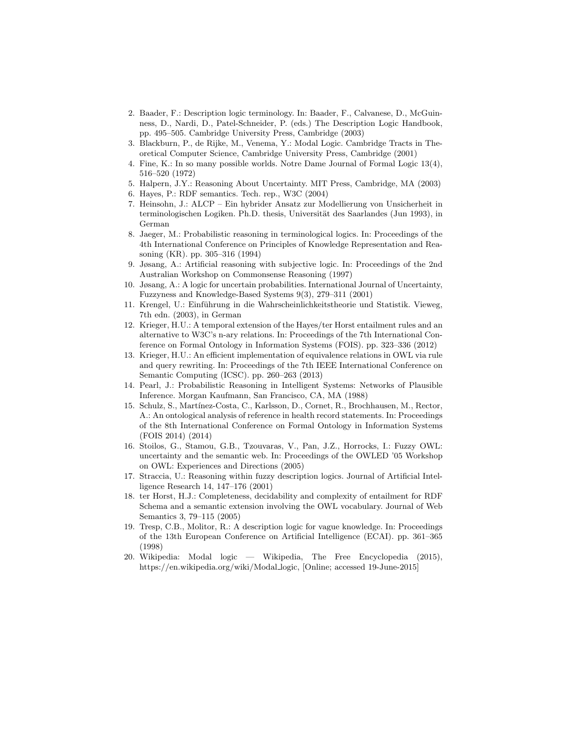2. Baader, F.: Description logic terminology. In: Baader, F., Calvanese, D., McGuinness, D., Nardi, D., Patel-Schneider, P. (eds.) The Description Logic Handbook, pp. 495–505. Cambridge University Press, Cambridge (2003)
3. Blackburn, P., de Rijke, M., Venema, Y.: Modal Logic. Cambridge Tracts in Theoretical Computer Science, Cambridge University Press, Cambridge (2001)
4. Fine, K.: In so many possible worlds. Notre Dame Journal of Formal Logic 13(4), 516–520 (1972)
5. Halpern, J.Y.: Reasoning About Uncertainty. MIT Press, Cambridge, MA (2003)
6. Hayes, P.: RDF semantics. Tech. rep., W3C (2004)
7. Heinsohn, J.: ALCP – Ein hybrider Ansatz zur Modellierung von Unsicherheit in terminologischen Logiken. Ph.D. thesis, Universität des Saarlandes (Jun 1993), in German
8. Jaeger, M.: Probabilistic reasoning in terminological logics. In: Proceedings of the 4th International Conference on Principles of Knowledge Representation and Reasoning (KR). pp. 305–316 (1994)
9. Jøsang, A.: Artificial reasoning with subjective logic. In: Proceedings of the 2nd Australian Workshop on Commonsense Reasoning (1997)
10. Jøsang, A.: A logic for uncertain probabilities. International Journal of Uncertainty, Fuzzyness and Knowledge-Based Systems 9(3), 279–311 (2001)
11. Krengel, U.: Einführung in die Wahrscheinlichkeitstheorie und Statistik. Vieweg, 7th edn. (2003), in German
12. Krieger, H.U.: A temporal extension of the Hayes/ter Horst entailment rules and an alternative to W3C's n-ary relations. In: Proceedings of the 7th International Conference on Formal Ontology in Information Systems (FOIS). pp. 323–336 (2012)
13. Krieger, H.U.: An efficient implementation of equivalence relations in OWL via rule and query rewriting. In: Proceedings of the 7th IEEE International Conference on Semantic Computing (ICSC). pp. 260–263 (2013)
14. Pearl, J.: Probabilistic Reasoning in Intelligent Systems: Networks of Plausible Inference. Morgan Kaufmann, San Francisco, CA, MA (1988)
15. Schulz, S., Martínez-Costa, C., Karlsson, D., Cornet, R., Brochhausen, M., Rector, A.: An ontological analysis of reference in health record statements. In: Proceedings of the 8th International Conference on Formal Ontology in Information Systems (FOIS 2014) (2014)
16. Stoilos, G., Stamou, G.B., Tzouvaras, V., Pan, J.Z., Horrocks, I.: Fuzzy OWL: uncertainty and the semantic web. In: Proceedings of the OWLED '05 Workshop on OWL: Experiences and Directions (2005)
17. Straccia, U.: Reasoning within fuzzy description logics. Journal of Artificial Intelligence Research 14, 147–176 (2001)
18. ter Horst, H.J.: Completeness, decidability and complexity of entailment for RDF Schema and a semantic extension involving the OWL vocabulary. Journal of Web Semantics 3, 79–115 (2005)
19. Tresp, C.B., Molitor, R.: A description logic for vague knowledge. In: Proceedings of the 13th European Conference on Artificial Intelligence (ECAI). pp. 361–365 (1998)
20. Wikipedia: Modal logic — Wikipedia, The Free Encyclopedia (2015), https://en.wikipedia.org/wiki/Modal_logic, [Online; accessed 19-June-2015]